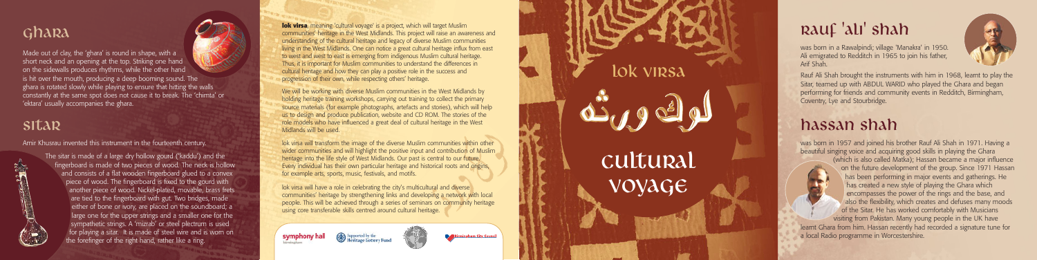## Ghara

Made out of clay, the 'ghara' is round in shape, with a short neck and an opening at the top. Striking one hand on the sidewalls produces rhythms, while the other hand is hit over the mouth, producing a deep booming sound. The ghara is rotated slowly while playing to ensure that hitting the walls constantly at the same spot does not cause it to break. The 'chimta' or 'ektara' usually accompanies the ghara.

## Sitar

Amir Khusrau invented this instrument in the fourteenth century.

The sitar is made of a large dry hollow gourd ('kaddu') and the fingerboard is made of two pieces of wood. The neck is hollow and consists of a flat wooden fingerboard glued to a convex piece of wood. The fingerboard is fixed to the gourd with another piece of wood. Nickel-plated, movable, brass frets are tied to the fingerboard with gut. Two bridges, made either of bone or ivory, are placed on the soundboard; a large one for the upper strings and a smaller one for the sympathetic strings. A 'mizrab' or steel plectrum is used for playing a sitar. It is made of steel wire and is worn on the forefinger of the right hand, rather like a ring.

**lok virsa**, meaning 'cultural voyage' is a project, which will target Muslim communities' heritage in the West Midlands. This project will raise an awareness and understanding of the cultural heritage and legacy of diverse Muslim communities living in the West Midlands. One can notice a great cultural heritage influx from east to west and west to east is emerging from indigenous Muslim cultural heritage. Thus, it is important for Muslim communities to understand the differences in cultural heritage and how they can play a positive role in the success and progression of their own, while respecting others' heritage.

We will be working with diverse Muslim communities in the West Midlands by holding heritage training workshops, carrying out training to collect the primary source materials (for example photographs, artefacts and stories), which will help us to design and produce publication, website and CD ROM. The stories of the role models who have influenced a great deal of cultural heritage in the West Midlands will be used.

lok virsa will transform the image of the diverse Muslim communities within other wider communities and will highlight the positive input and contribution of Muslim heritage into the life style of West Midlands. Our past is central to our future. Every individual has their own particular heritage and historical roots and origins, for example arts, sports, music, festivals, and motifs.

lok virsa will have a role in celebrating the city's multicultural and diverse communities' heritage by strengthening links and developing a network with local people. This will be achieved through a series of seminars on community heritage using core transferable skills centred around cultural heritage.

symphony hall Birmingham | Supported by the Heritage Lottery Fund | Birmingham City Council

# lok virsa

# لوک ورثہ

# cultural voyage

## Rauf 'Ali' Shah

was born in a Rawalpindi; village 'Manakra' in 1950. Ali emigrated to Redditch in 1965 to join his father, Arif Shah.

Rauf Ali Shah brought the instruments with him in 1968, learnt to play the Sitar, teamed up with ABDUL WARID who played the Ghara and began performing for friends and community events in Redditch, Birmingham, Coventry, Lye and Stourbridge.

## Hassan Shah

was born in 1957 and joined his brother Rauf Ali Shah in 1971. Having a beautiful singing voice and acquiring good skills in playing the Ghara (which is also called Matka); Hassan became a major influence on the future development of the group. Since 1971 Hassan has been performing in major events and gatherings. He has created a new style of playing the Ghara which encompasses the power of the rings and the base, and also the flexibility, which creates and defuses many moods of the Sitar. He has worked comfortably with Musicians visiting from Pakistan. Many young people in the UK have learnt Ghara from him. Hassan recently had recorded a signature tune for a local Radio programme in Worcestershire.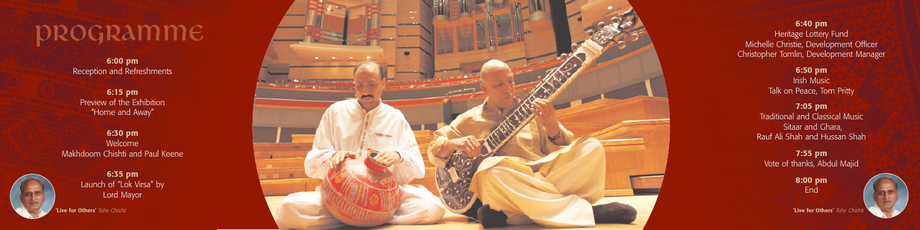# PROGRAMME

**6:00 pm**
Reception and Refreshments

**6:15 pm**
Preview of the Exhibition
"Home and Away"

**6:30 pm**
Welcome
Makhdoom Chishti and Paul Keene

**6:35 pm**
Launch of "Lok Virsa" by
Lord Mayor

**'Live for Others'** *Tahir Chishti*

**6:40 pm**
Heritage Lottery Fund
Michelle Christie, Development Officer
Christopher Tomlin, Development Manager

**6:50 pm**
Irish Music
Talk on Peace, Tom Pritty

**7:05 pm**
Traditional and Classical Music
Sitaar and Ghara,
Rauf Ali Shah and Hussan Shah

**7:55 pm**
Vote of thanks, Abdul Majid

**8:00 pm**
End

**'Live for Others'** *Tahir Chishti*